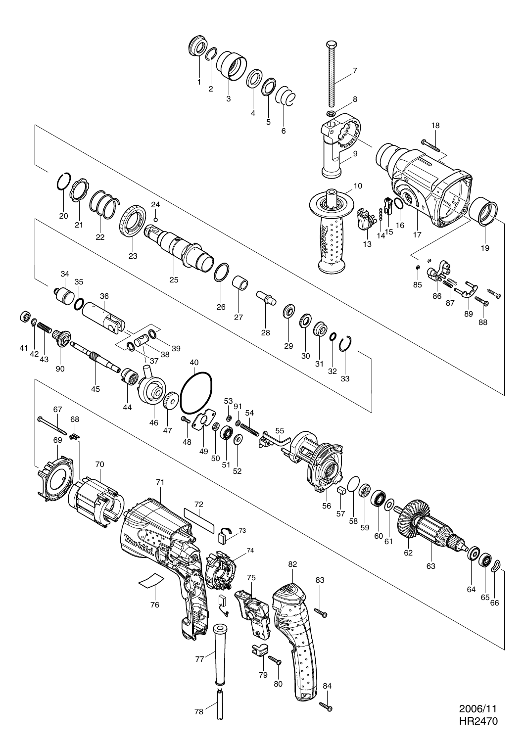2006/11

HR2470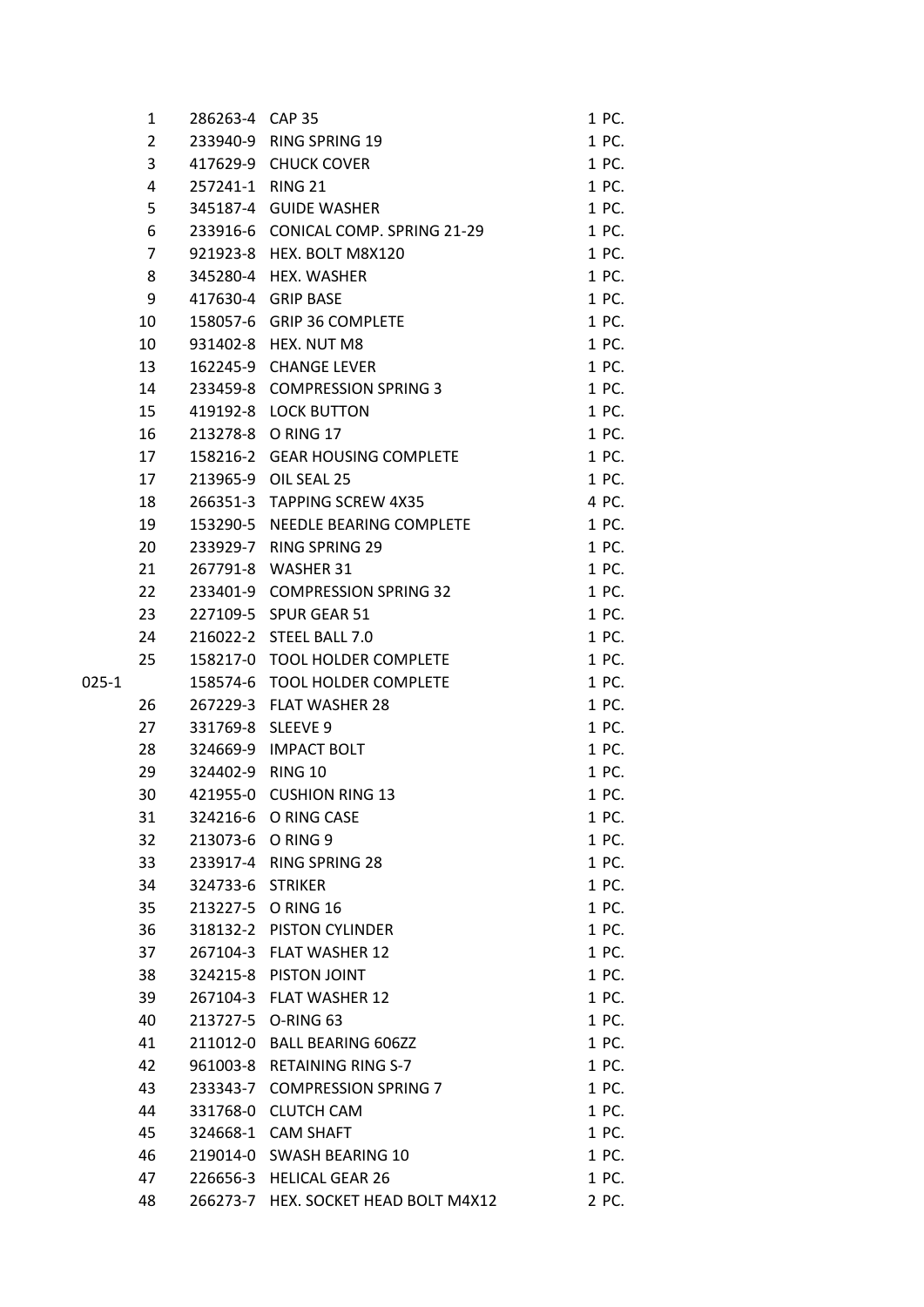| | | | |
|---|---|---|---|
| 1 | 286263-4 | CAP 35 | 1 PC. |
| 2 | 233940-9 | RING SPRING 19 | 1 PC. |
| 3 | 417629-9 | CHUCK COVER | 1 PC. |
| 4 | 257241-1 | RING 21 | 1 PC. |
| 5 | 345187-4 | GUIDE WASHER | 1 PC. |
| 6 | 233916-6 | CONICAL COMP. SPRING 21-29 | 1 PC. |
| 7 | 921923-8 | HEX. BOLT M8X120 | 1 PC. |
| 8 | 345280-4 | HEX. WASHER | 1 PC. |
| 9 | 417630-4 | GRIP BASE | 1 PC. |
| 10 | 158057-6 | GRIP 36 COMPLETE | 1 PC. |
| 10 | 931402-8 | HEX. NUT M8 | 1 PC. |
| 13 | 162245-9 | CHANGE LEVER | 1 PC. |
| 14 | 233459-8 | COMPRESSION SPRING 3 | 1 PC. |
| 15 | 419192-8 | LOCK BUTTON | 1 PC. |
| 16 | 213278-8 | O RING 17 | 1 PC. |
| 17 | 158216-2 | GEAR HOUSING COMPLETE | 1 PC. |
| 17 | 213965-9 | OIL SEAL 25 | 1 PC. |
| 18 | 266351-3 | TAPPING SCREW 4X35 | 4 PC. |
| 19 | 153290-5 | NEEDLE BEARING COMPLETE | 1 PC. |
| 20 | 233929-7 | RING SPRING 29 | 1 PC. |
| 21 | 267791-8 | WASHER 31 | 1 PC. |
| 22 | 233401-9 | COMPRESSION SPRING 32 | 1 PC. |
| 23 | 227109-5 | SPUR GEAR 51 | 1 PC. |
| 24 | 216022-2 | STEEL BALL 7.0 | 1 PC. |
| 25 | 158217-0 | TOOL HOLDER COMPLETE | 1 PC. |
| 025-1 | 158574-6 | TOOL HOLDER COMPLETE | 1 PC. |
| 26 | 267229-3 | FLAT WASHER 28 | 1 PC. |
| 27 | 331769-8 | SLEEVE 9 | 1 PC. |
| 28 | 324669-9 | IMPACT BOLT | 1 PC. |
| 29 | 324402-9 | RING 10 | 1 PC. |
| 30 | 421955-0 | CUSHION RING 13 | 1 PC. |
| 31 | 324216-6 | O RING CASE | 1 PC. |
| 32 | 213073-6 | O RING 9 | 1 PC. |
| 33 | 233917-4 | RING SPRING 28 | 1 PC. |
| 34 | 324733-6 | STRIKER | 1 PC. |
| 35 | 213227-5 | O RING 16 | 1 PC. |
| 36 | 318132-2 | PISTON CYLINDER | 1 PC. |
| 37 | 267104-3 | FLAT WASHER 12 | 1 PC. |
| 38 | 324215-8 | PISTON JOINT | 1 PC. |
| 39 | 267104-3 | FLAT WASHER 12 | 1 PC. |
| 40 | 213727-5 | O-RING 63 | 1 PC. |
| 41 | 211012-0 | BALL BEARING 606ZZ | 1 PC. |
| 42 | 961003-8 | RETAINING RING S-7 | 1 PC. |
| 43 | 233343-7 | COMPRESSION SPRING 7 | 1 PC. |
| 44 | 331768-0 | CLUTCH CAM | 1 PC. |
| 45 | 324668-1 | CAM SHAFT | 1 PC. |
| 46 | 219014-0 | SWASH BEARING 10 | 1 PC. |
| 47 | 226656-3 | HELICAL GEAR 26 | 1 PC. |
| 48 | 266273-7 | HEX. SOCKET HEAD BOLT M4X12 | 2 PC. |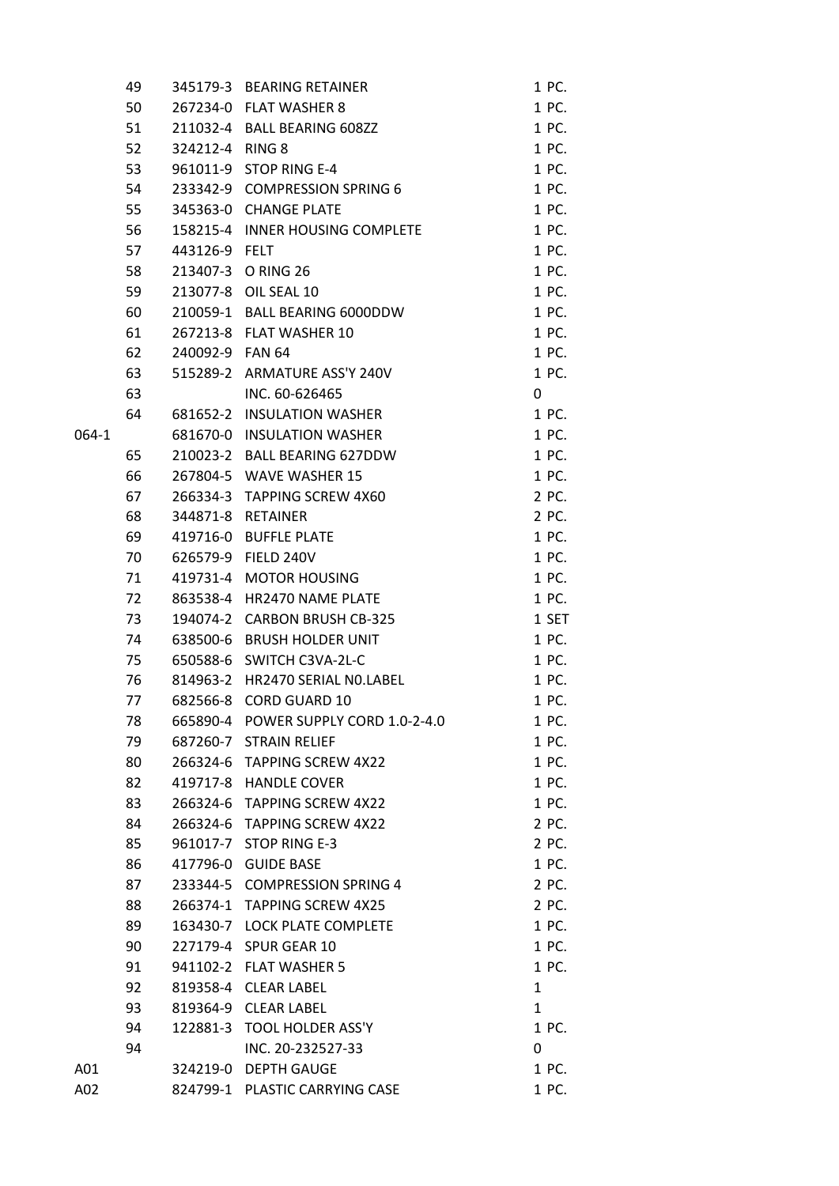| | | | | |
|---|---|---|---|---|
| | 49 | 345179-3 | BEARING RETAINER | 1 PC. |
| | 50 | 267234-0 | FLAT WASHER 8 | 1 PC. |
| | 51 | 211032-4 | BALL BEARING 608ZZ | 1 PC. |
| | 52 | 324212-4 | RING 8 | 1 PC. |
| | 53 | 961011-9 | STOP RING E-4 | 1 PC. |
| | 54 | 233342-9 | COMPRESSION SPRING 6 | 1 PC. |
| | 55 | 345363-0 | CHANGE PLATE | 1 PC. |
| | 56 | 158215-4 | INNER HOUSING COMPLETE | 1 PC. |
| | 57 | 443126-9 | FELT | 1 PC. |
| | 58 | 213407-3 | O RING 26 | 1 PC. |
| | 59 | 213077-8 | OIL SEAL 10 | 1 PC. |
| | 60 | 210059-1 | BALL BEARING 6000DDW | 1 PC. |
| | 61 | 267213-8 | FLAT WASHER 10 | 1 PC. |
| | 62 | 240092-9 | FAN 64 | 1 PC. |
| | 63 | 515289-2 | ARMATURE ASS'Y 240V | 1 PC. |
| | 63 | | INC. 60-626465 | 0 |
| | 64 | 681652-2 | INSULATION WASHER | 1 PC. |
| 064-1 | | 681670-0 | INSULATION WASHER | 1 PC. |
| | 65 | 210023-2 | BALL BEARING 627DDW | 1 PC. |
| | 66 | 267804-5 | WAVE WASHER 15 | 1 PC. |
| | 67 | 266334-3 | TAPPING SCREW 4X60 | 2 PC. |
| | 68 | 344871-8 | RETAINER | 2 PC. |
| | 69 | 419716-0 | BUFFLE PLATE | 1 PC. |
| | 70 | 626579-9 | FIELD 240V | 1 PC. |
| | 71 | 419731-4 | MOTOR HOUSING | 1 PC. |
| | 72 | 863538-4 | HR2470 NAME PLATE | 1 PC. |
| | 73 | 194074-2 | CARBON BRUSH CB-325 | 1 SET |
| | 74 | 638500-6 | BRUSH HOLDER UNIT | 1 PC. |
| | 75 | 650588-6 | SWITCH C3VA-2L-C | 1 PC. |
| | 76 | 814963-2 | HR2470 SERIAL N0.LABEL | 1 PC. |
| | 77 | 682566-8 | CORD GUARD 10 | 1 PC. |
| | 78 | 665890-4 | POWER SUPPLY CORD 1.0-2-4.0 | 1 PC. |
| | 79 | 687260-7 | STRAIN RELIEF | 1 PC. |
| | 80 | 266324-6 | TAPPING SCREW 4X22 | 1 PC. |
| | 82 | 419717-8 | HANDLE COVER | 1 PC. |
| | 83 | 266324-6 | TAPPING SCREW 4X22 | 1 PC. |
| | 84 | 266324-6 | TAPPING SCREW 4X22 | 2 PC. |
| | 85 | 961017-7 | STOP RING E-3 | 2 PC. |
| | 86 | 417796-0 | GUIDE BASE | 1 PC. |
| | 87 | 233344-5 | COMPRESSION SPRING 4 | 2 PC. |
| | 88 | 266374-1 | TAPPING SCREW 4X25 | 2 PC. |
| | 89 | 163430-7 | LOCK PLATE COMPLETE | 1 PC. |
| | 90 | 227179-4 | SPUR GEAR 10 | 1 PC. |
| | 91 | 941102-2 | FLAT WASHER 5 | 1 PC. |
| | 92 | 819358-4 | CLEAR LABEL | 1 |
| | 93 | 819364-9 | CLEAR LABEL | 1 |
| | 94 | 122881-3 | TOOL HOLDER ASS'Y | 1 PC. |
| | 94 | | INC. 20-232527-33 | 0 |
| A01 | | 324219-0 | DEPTH GAUGE | 1 PC. |
| A02 | | 824799-1 | PLASTIC CARRYING CASE | 1 PC. |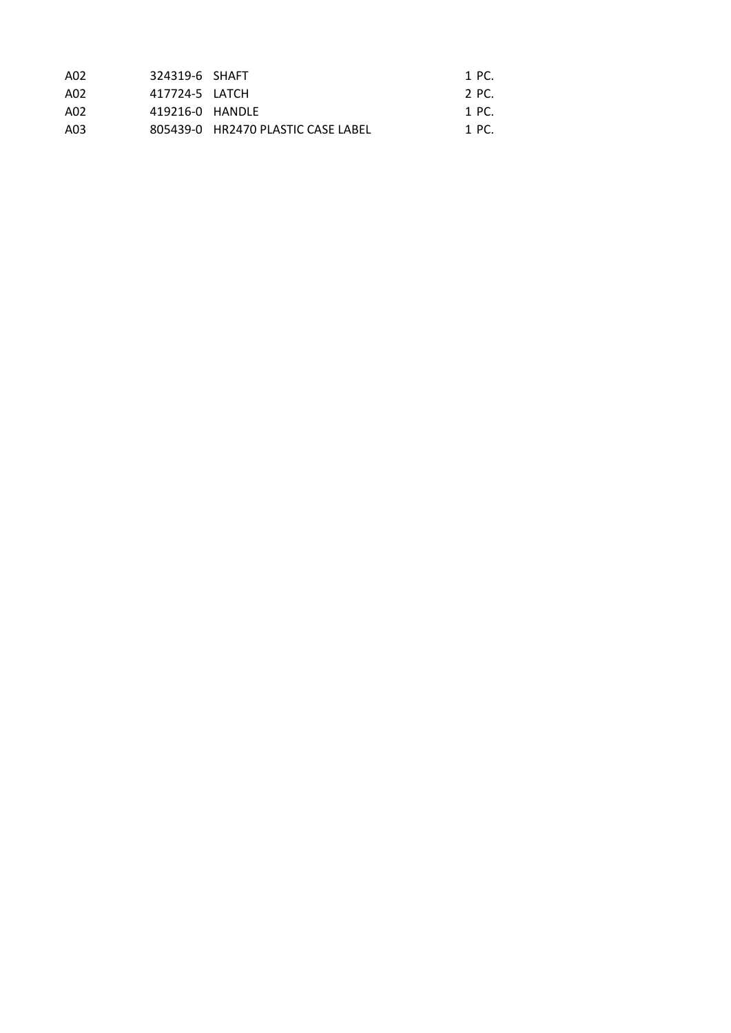| | | | |
|---|---|---|---|
| A02 | 324319-6 | SHAFT | 1 PC. |
| A02 | 417724-5 | LATCH | 2 PC. |
| A02 | 419216-0 | HANDLE | 1 PC. |
| A03 | 805439-0 | HR2470 PLASTIC CASE LABEL | 1 PC. |